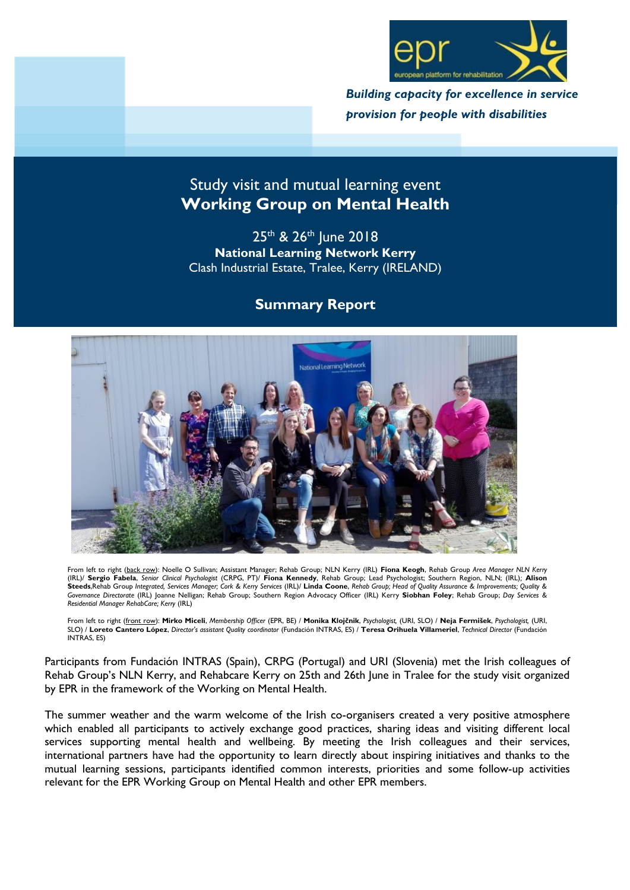*Building capacity for excellence in service provision for people with disabilities*

# Study visit and mutual learning event
# Working Group on Mental Health

25th & 26th June 2018

**National Learning Network Kerry**

Clash Industrial Estate, Tralee, Kerry (IRELAND)

## Summary Report

From left to right (back row): Noelle O Sullivan; Assistant Manager; Rehab Group; NLN Kerry (IRL) **Fiona Keogh**, Rehab Group *Area Manager NLN Kerry* (IRL)/ **Sergio Fabela**, *Senior Clinical Psychologist* (CRPG, PT)/ **Fiona Kennedy**, Rehab Group; Lead Psychologist; Southern Region, NLN; (IRL); **Alison Steeds**,Rehab Group *Integrated, Services Manager; Cork & Kerry Services* (IRL)/ **Linda Coone**, *Rehab Group; Head of Quality Assurance & Improvements; Quality & Governance Directorate* (IRL) Joanne Nelligan; Rehab Group; Southern Region Advocacy Officer (IRL) Kerry **Siobhan Foley**; Rehab Group; *Day Services & Residential Manager RehabCare; Kerry* (IRL)

From left to right (front row): **Mirko Miceli**, *Membership Officer* (EPR, BE) / **Monika Klojčnik**, *Psychologist*, (URI, SLO) / **Neja Fermišek**, *Psychologist*, (URI, SLO) / **Loreto Cantero López**, *Director's assistant Quality coordinator* (Fundación INTRAS, ES) / **Teresa Orihuela Villameriel**, *Technical Director* (Fundación INTRAS, ES)

Participants from Fundación INTRAS (Spain), CRPG (Portugal) and URI (Slovenia) met the Irish colleagues of Rehab Group's NLN Kerry, and Rehabcare Kerry on 25th and 26th June in Tralee for the study visit organized by EPR in the framework of the Working on Mental Health.

The summer weather and the warm welcome of the Irish co-organisers created a very positive atmosphere which enabled all participants to actively exchange good practices, sharing ideas and visiting different local services supporting mental health and wellbeing. By meeting the Irish colleagues and their services, international partners have had the opportunity to learn directly about inspiring initiatives and thanks to the mutual learning sessions, participants identified common interests, priorities and some follow-up activities relevant for the EPR Working Group on Mental Health and other EPR members.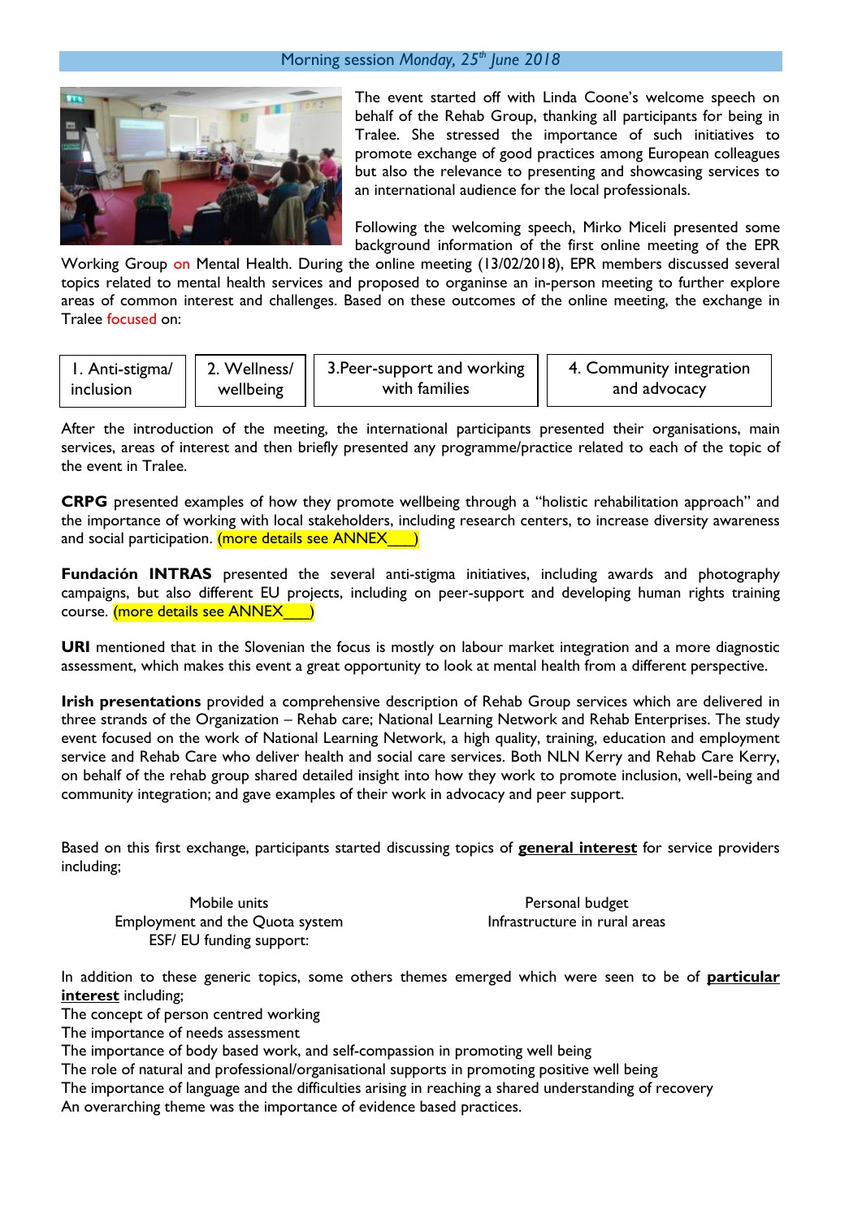## Morning session *Monday, 25th June 2018*

The event started off with Linda Coone's welcome speech on behalf of the Rehab Group, thanking all participants for being in Tralee. She stressed the importance of such initiatives to promote exchange of good practices among European colleagues but also the relevance to presenting and showcasing services to an international audience for the local professionals.

Following the welcoming speech, Mirko Miceli presented some background information of the first online meeting of the EPR Working Group on Mental Health. During the online meeting (13/02/2018), EPR members discussed several topics related to mental health services and proposed to organinse an in-person meeting to further explore areas of common interest and challenges. Based on these outcomes of the online meeting, the exchange in Tralee focused on:

| 1. Anti-stigma/ inclusion | 2. Wellness/ wellbeing | 3.Peer-support and working with families | 4. Community integration and advocacy |
|---|---|---|---|

After the introduction of the meeting, the international participants presented their organisations, main services, areas of interest and then briefly presented any programme/practice related to each of the topic of the event in Tralee.

**CRPG** presented examples of how they promote wellbeing through a "holistic rehabilitation approach" and the importance of working with local stakeholders, including research centers, to increase diversity awareness and social participation. (more details see ANNEX___)

**Fundación INTRAS** presented the several anti-stigma initiatives, including awards and photography campaigns, but also different EU projects, including on peer-support and developing human rights training course. (more details see ANNEX___)

**URI** mentioned that in the Slovenian the focus is mostly on labour market integration and a more diagnostic assessment, which makes this event a great opportunity to look at mental health from a different perspective.

**Irish presentations** provided a comprehensive description of Rehab Group services which are delivered in three strands of the Organization – Rehab care; National Learning Network and Rehab Enterprises. The study event focused on the work of National Learning Network, a high quality, training, education and employment service and Rehab Care who deliver health and social care services. Both NLN Kerry and Rehab Care Kerry, on behalf of the rehab group shared detailed insight into how they work to promote inclusion, well-being and community integration; and gave examples of their work in advocacy and peer support.

Based on this first exchange, participants started discussing topics of **general interest** for service providers including;

Mobile units
Employment and the Quota system
ESF/ EU funding support:
Personal budget
Infrastructure in rural areas

In addition to these generic topics, some others themes emerged which were seen to be of **particular interest** including;

The concept of person centred working
The importance of needs assessment
The importance of body based work, and self-compassion in promoting well being
The role of natural and professional/organisational supports in promoting positive well being
The importance of language and the difficulties arising in reaching a shared understanding of recovery
An overarching theme was the importance of evidence based practices.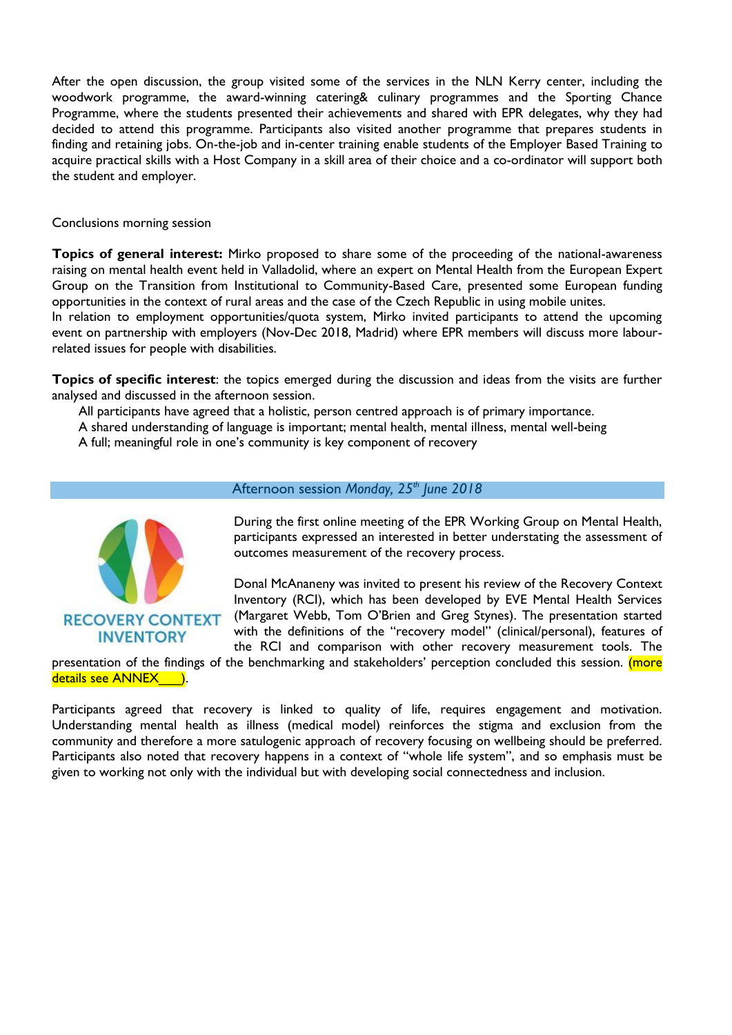After the open discussion, the group visited some of the services in the NLN Kerry center, including the woodwork programme, the award-winning catering& culinary programmes and the Sporting Chance Programme, where the students presented their achievements and shared with EPR delegates, why they had decided to attend this programme. Participants also visited another programme that prepares students in finding and retaining jobs. On-the-job and in-center training enable students of the Employer Based Training to acquire practical skills with a Host Company in a skill area of their choice and a co-ordinator will support both the student and employer.

Conclusions morning session

**Topics of general interest:** Mirko proposed to share some of the proceeding of the national-awareness raising on mental health event held in Valladolid, where an expert on Mental Health from the European Expert Group on the Transition from Institutional to Community-Based Care, presented some European funding opportunities in the context of rural areas and the case of the Czech Republic in using mobile unites.
In relation to employment opportunities/quota system, Mirko invited participants to attend the upcoming event on partnership with employers (Nov-Dec 2018, Madrid) where EPR members will discuss more labour-related issues for people with disabilities.

**Topics of specific interest**: the topics emerged during the discussion and ideas from the visits are further analysed and discussed in the afternoon session.

All participants have agreed that a holistic, person centred approach is of primary importance.
A shared understanding of language is important; mental health, mental illness, mental well-being
A full; meaningful role in one's community is key component of recovery

## Afternoon session *Monday, 25th June 2018*

RECOVERY CONTEXT INVENTORY

During the first online meeting of the EPR Working Group on Mental Health, participants expressed an interested in better understating the assessment of outcomes measurement of the recovery process.

Donal McAnaneny was invited to present his review of the Recovery Context Inventory (RCI), which has been developed by EVE Mental Health Services (Margaret Webb, Tom O'Brien and Greg Stynes). The presentation started with the definitions of the "recovery model" (clinical/personal), features of the RCI and comparison with other recovery measurement tools. The presentation of the findings of the benchmarking and stakeholders' perception concluded this session. (more details see ANNEX___).

Participants agreed that recovery is linked to quality of life, requires engagement and motivation. Understanding mental health as illness (medical model) reinforces the stigma and exclusion from the community and therefore a more satulogenic approach of recovery focusing on wellbeing should be preferred. Participants also noted that recovery happens in a context of "whole life system", and so emphasis must be given to working not only with the individual but with developing social connectedness and inclusion.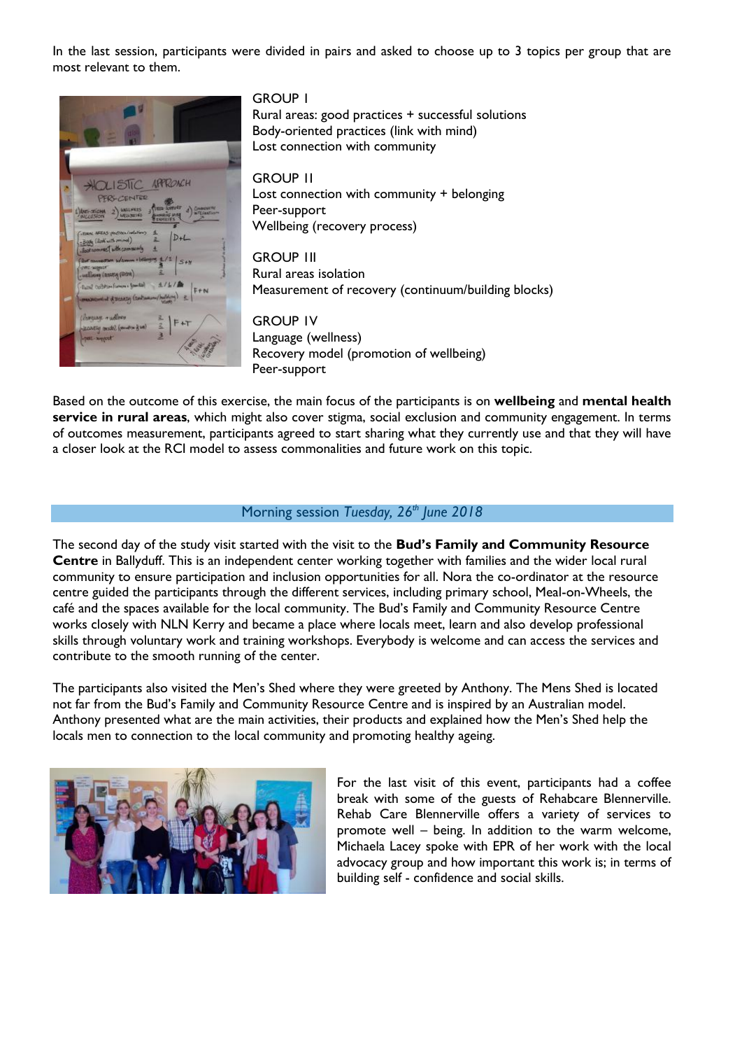In the last session, participants were divided in pairs and asked to choose up to 3 topics per group that are most relevant to them.

GROUP I
Rural areas: good practices + successful solutions
Body-oriented practices (link with mind)
Lost connection with community

GROUP II
Lost connection with community + belonging
Peer-support
Wellbeing (recovery process)

GROUP III
Rural areas isolation
Measurement of recovery (continuum/building blocks)

GROUP IV
Language (wellness)
Recovery model (promotion of wellbeing)
Peer-support

Based on the outcome of this exercise, the main focus of the participants is on **wellbeing** and **mental health service in rural areas**, which might also cover stigma, social exclusion and community engagement. In terms of outcomes measurement, participants agreed to start sharing what they currently use and that they will have a closer look at the RCI model to assess commonalities and future work on this topic.

## Morning session *Tuesday, 26th June 2018*

The second day of the study visit started with the visit to the **Bud's Family and Community Resource Centre** in Ballyduff. This is an independent center working together with families and the wider local rural community to ensure participation and inclusion opportunities for all. Nora the co-ordinator at the resource centre guided the participants through the different services, including primary school, Meal-on-Wheels, the café and the spaces available for the local community. The Bud's Family and Community Resource Centre works closely with NLN Kerry and became a place where locals meet, learn and also develop professional skills through voluntary work and training workshops. Everybody is welcome and can access the services and contribute to the smooth running of the center.

The participants also visited the Men's Shed where they were greeted by Anthony. The Mens Shed is located not far from the Bud's Family and Community Resource Centre and is inspired by an Australian model. Anthony presented what are the main activities, their products and explained how the Men's Shed help the locals men to connection to the local community and promoting healthy ageing.

For the last visit of this event, participants had a coffee break with some of the guests of Rehabcare Blennerville. Rehab Care Blennerville offers a variety of services to promote well – being. In addition to the warm welcome, Michaela Lacey spoke with EPR of her work with the local advocacy group and how important this work is; in terms of building self - confidence and social skills.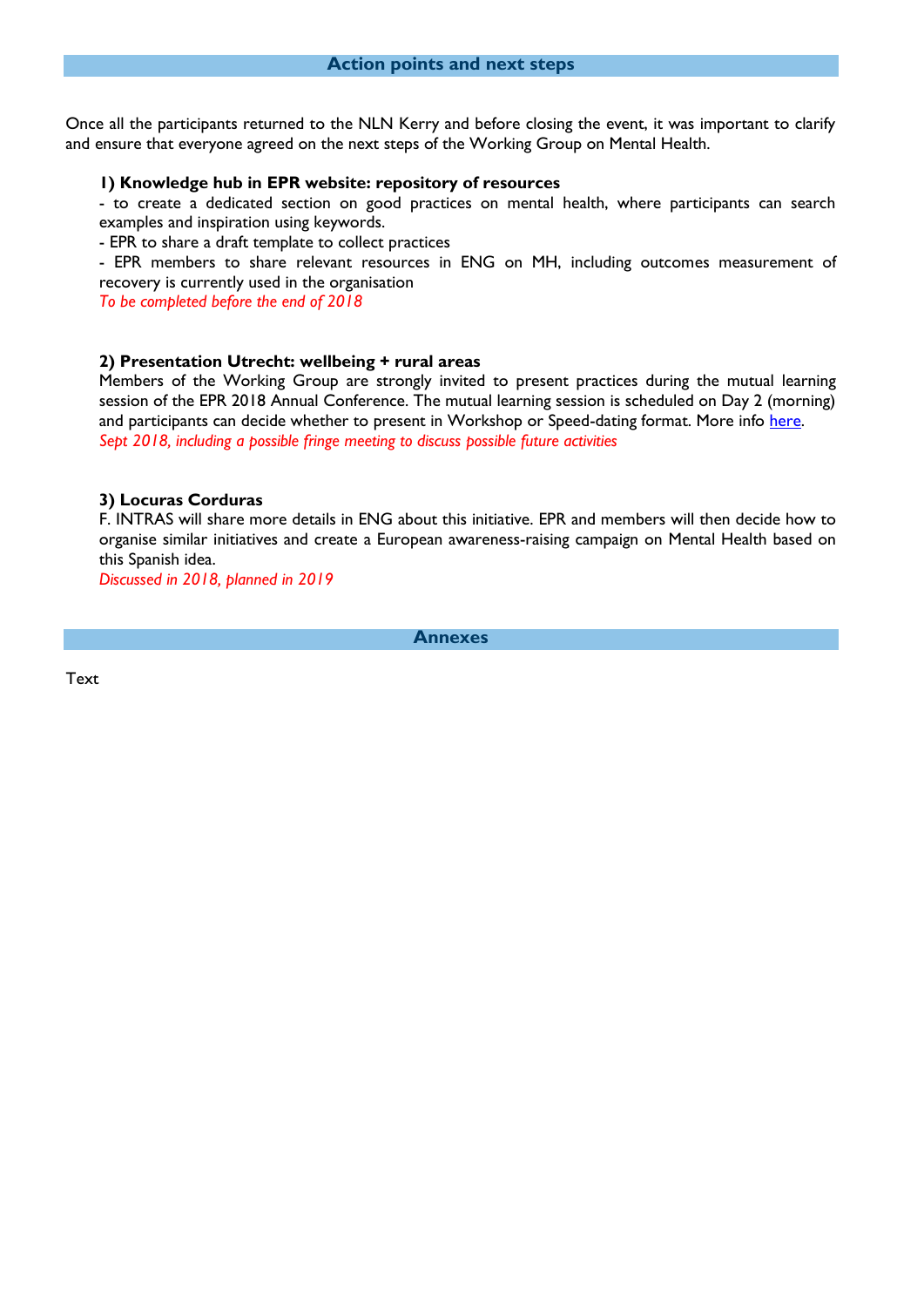## Action points and next steps

Once all the participants returned to the NLN Kerry and before closing the event, it was important to clarify and ensure that everyone agreed on the next steps of the Working Group on Mental Health.

### 1) Knowledge hub in EPR website: repository of resources

- to create a dedicated section on good practices on mental health, where participants can search examples and inspiration using keywords.
- EPR to share a draft template to collect practices
- EPR members to share relevant resources in ENG on MH, including outcomes measurement of recovery is currently used in the organisation

*To be completed before the end of 2018*

### 2) Presentation Utrecht: wellbeing + rural areas

Members of the Working Group are strongly invited to present practices during the mutual learning session of the EPR 2018 Annual Conference. The mutual learning session is scheduled on Day 2 (morning) and participants can decide whether to present in Workshop or Speed-dating format. More info here.

*Sept 2018, including a possible fringe meeting to discuss possible future activities*

### 3) Locuras Corduras

F. INTRAS will share more details in ENG about this initiative. EPR and members will then decide how to organise similar initiatives and create a European awareness-raising campaign on Mental Health based on this Spanish idea.

*Discussed in 2018, planned in 2019*

## Annexes

Text